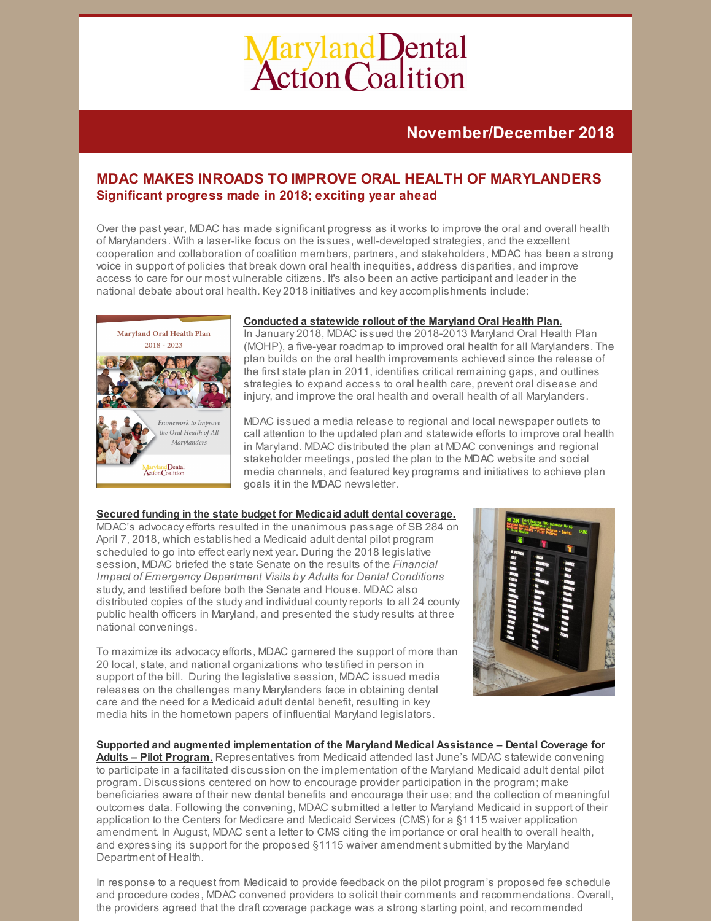# Maryland Dental Action Coalition

## November/December 2018

## MDAC MAKES INROADS TO IMPROVE ORAL HEALTH OF MARYLANDERS

### Significant progress made in 2018; exciting year ahead

Over the past year, MDAC has made significant progress as it works to improve the oral and overall health of Marylanders. With a laser-like focus on the issues, well-developed strategies, and the excellent cooperation and collaboration of coalition members, partners, and stakeholders, MDAC has been a strong voice in support of policies that break down oral health inequities, address disparities, and improve access to care for our most vulnerable citizens. It's also been an active participant and leader in the national debate about oral health. Key 2018 initiatives and key accomplishments include:

**Conducted a statewide rollout of the Maryland Oral Health Plan.**
In January 2018, MDAC issued the 2018-2013 Maryland Oral Health Plan (MOHP), a five-year roadmap to improved oral health for all Marylanders. The plan builds on the oral health improvements achieved since the release of the first state plan in 2011, identifies critical remaining gaps, and outlines strategies to expand access to oral health care, prevent oral disease and injury, and improve the oral health and overall health of all Marylanders.

MDAC issued a media release to regional and local newspaper outlets to call attention to the updated plan and statewide efforts to improve oral health in Maryland. MDAC distributed the plan at MDAC convenings and regional stakeholder meetings, posted the plan to the MDAC website and social media channels, and featured key programs and initiatives to achieve plan goals it in the MDAC newsletter.

**Secured funding in the state budget for Medicaid adult dental coverage.**
MDAC's advocacy efforts resulted in the unanimous passage of SB 284 on April 7, 2018, which established a Medicaid adult dental pilot program scheduled to go into effect early next year. During the 2018 legislative session, MDAC briefed the state Senate on the results of the *Financial Impact of Emergency Department Visits by Adults for Dental Conditions* study, and testified before both the Senate and House. MDAC also distributed copies of the study and individual county reports to all 24 county public health officers in Maryland, and presented the study results at three national convenings.

To maximize its advocacy efforts, MDAC garnered the support of more than 20 local, state, and national organizations who testified in person in support of the bill. During the legislative session, MDAC issued media releases on the challenges many Marylanders face in obtaining dental care and the need for a Medicaid adult dental benefit, resulting in key media hits in the hometown papers of influential Maryland legislators.

**Supported and augmented implementation of the Maryland Medical Assistance – Dental Coverage for Adults – Pilot Program.** Representatives from Medicaid attended last June's MDAC statewide convening to participate in a facilitated discussion on the implementation of the Maryland Medicaid adult dental pilot program. Discussions centered on how to encourage provider participation in the program; make beneficiaries aware of their new dental benefits and encourage their use; and the collection of meaningful outcomes data. Following the convening, MDAC submitted a letter to Maryland Medicaid in support of their application to the Centers for Medicare and Medicaid Services (CMS) for a §1115 waiver application amendment. In August, MDAC sent a letter to CMS citing the importance or oral health to overall health, and expressing its support for the proposed §1115 waiver amendment submitted by the Maryland Department of Health.

In response to a request from Medicaid to provide feedback on the pilot program's proposed fee schedule and procedure codes, MDAC convened providers to solicit their comments and recommendations. Overall, the providers agreed that the draft coverage package was a strong starting point, and recommended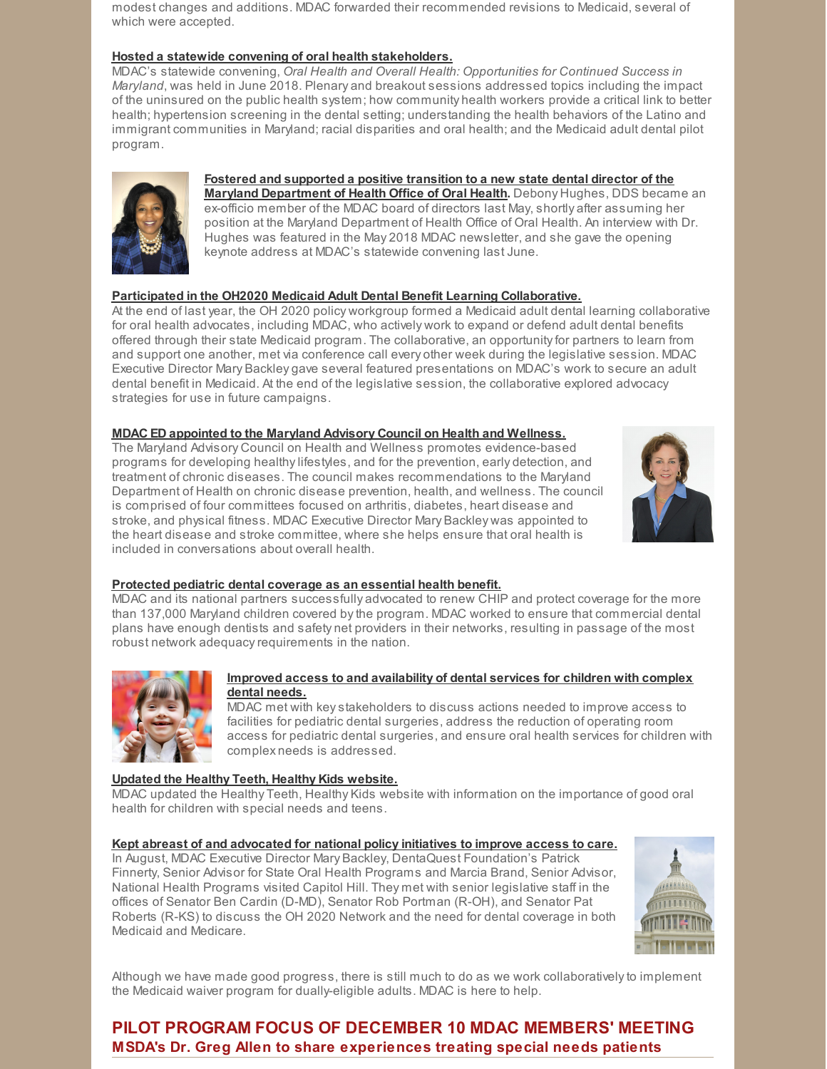modest changes and additions. MDAC forwarded their recommended revisions to Medicaid, several of which were accepted.

**Hosted a statewide convening of oral health stakeholders.**
MDAC's statewide convening, *Oral Health and Overall Health: Opportunities for Continued Success in Maryland*, was held in June 2018. Plenary and breakout sessions addressed topics including the impact of the uninsured on the public health system; how community health workers provide a critical link to better health; hypertension screening in the dental setting; understanding the health behaviors of the Latino and immigrant communities in Maryland; racial disparities and oral health; and the Medicaid adult dental pilot program.

**Fostered and supported a positive transition to a new state dental director of the Maryland Department of Health Office of Oral Health.** Debony Hughes, DDS became an ex-officio member of the MDAC board of directors last May, shortly after assuming her position at the Maryland Department of Health Office of Oral Health. An interview with Dr. Hughes was featured in the May 2018 MDAC newsletter, and she gave the opening keynote address at MDAC's statewide convening last June.

**Participated in the OH2020 Medicaid Adult Dental Benefit Learning Collaborative.**
At the end of last year, the OH 2020 policy workgroup formed a Medicaid adult dental learning collaborative for oral health advocates, including MDAC, who actively work to expand or defend adult dental benefits offered through their state Medicaid program. The collaborative, an opportunity for partners to learn from and support one another, met via conference call every other week during the legislative session. MDAC Executive Director Mary Backley gave several featured presentations on MDAC's work to secure an adult dental benefit in Medicaid. At the end of the legislative session, the collaborative explored advocacy strategies for use in future campaigns.

**MDAC ED appointed to the Maryland Advisory Council on Health and Wellness.**
The Maryland Advisory Council on Health and Wellness promotes evidence-based programs for developing healthy lifestyles, and for the prevention, early detection, and treatment of chronic diseases. The council makes recommendations to the Maryland Department of Health on chronic disease prevention, health, and wellness. The council is comprised of four committees focused on arthritis, diabetes, heart disease and stroke, and physical fitness. MDAC Executive Director Mary Backley was appointed to the heart disease and stroke committee, where she helps ensure that oral health is included in conversations about overall health.

**Protected pediatric dental coverage as an essential health benefit.**
MDAC and its national partners successfully advocated to renew CHIP and protect coverage for the more than 137,000 Maryland children covered by the program. MDAC worked to ensure that commercial dental plans have enough dentists and safety net providers in their networks, resulting in passage of the most robust network adequacy requirements in the nation.

**Improved access to and availability of dental services for children with complex dental needs.**
MDAC met with key stakeholders to discuss actions needed to improve access to facilities for pediatric dental surgeries, address the reduction of operating room access for pediatric dental surgeries, and ensure oral health services for children with complex needs is addressed.

**Updated the Healthy Teeth, Healthy Kids website.**
MDAC updated the Healthy Teeth, Healthy Kids website with information on the importance of good oral health for children with special needs and teens.

**Kept abreast of and advocated for national policy initiatives to improve access to care.**
In August, MDAC Executive Director Mary Backley, DentaQuest Foundation's Patrick Finnerty, Senior Advisor for State Oral Health Programs and Marcia Brand, Senior Advisor, National Health Programs visited Capitol Hill. They met with senior legislative staff in the offices of Senator Ben Cardin (D-MD), Senator Rob Portman (R-OH), and Senator Pat Roberts (R-KS) to discuss the OH 2020 Network and the need for dental coverage in both Medicaid and Medicare.

Although we have made good progress, there is still much to do as we work collaboratively to implement the Medicaid waiver program for dually-eligible adults. MDAC is here to help.

## PILOT PROGRAM FOCUS OF DECEMBER 10 MDAC MEMBERS' MEETING

### MSDA's Dr. Greg Allen to share experiences treating special needs patients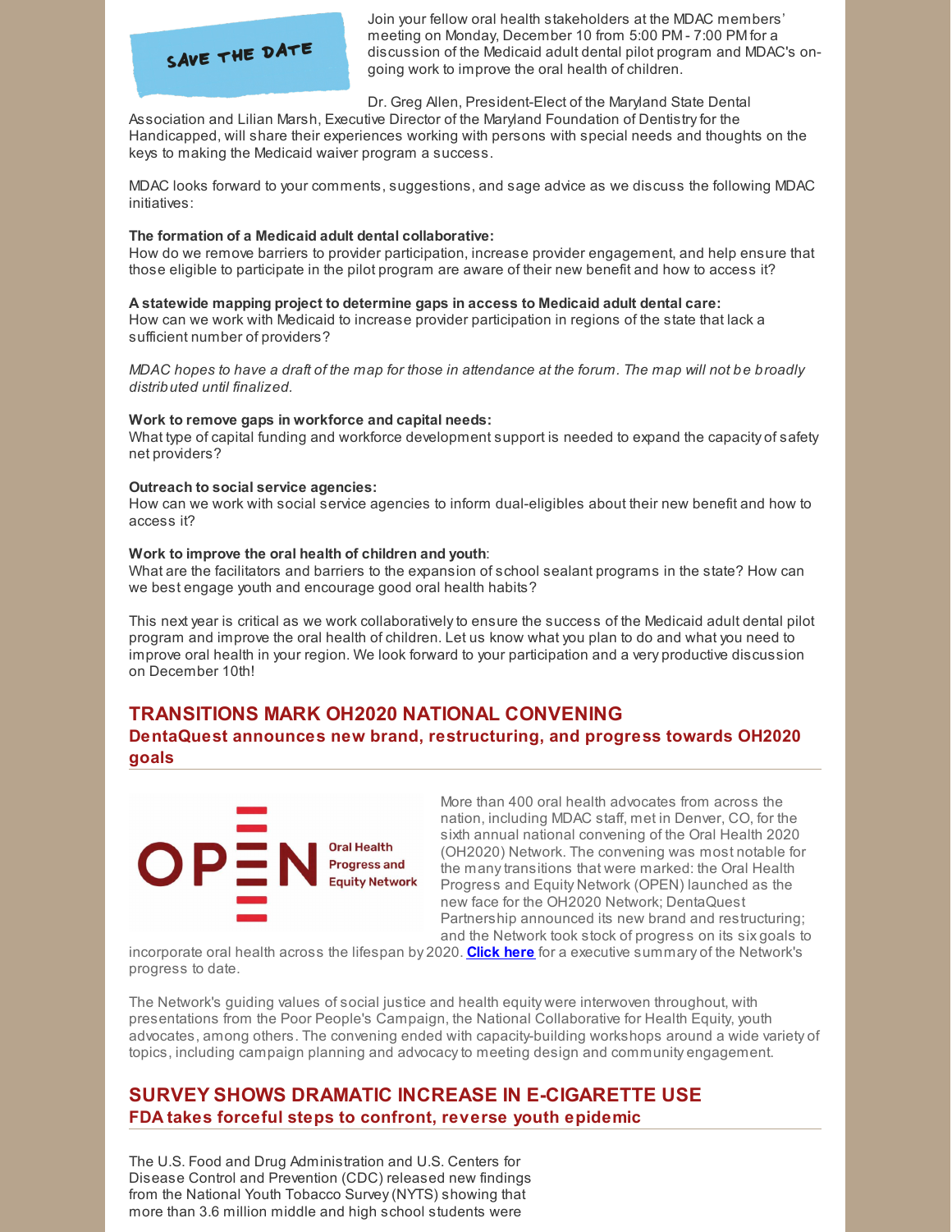SAVE THE DATE

Join your fellow oral health stakeholders at the MDAC members' meeting on Monday, December 10 from 5:00 PM - 7:00 PM for a discussion of the Medicaid adult dental pilot program and MDAC's on-going work to improve the oral health of children.

Dr. Greg Allen, President-Elect of the Maryland State Dental Association and Lilian Marsh, Executive Director of the Maryland Foundation of Dentistry for the Handicapped, will share their experiences working with persons with special needs and thoughts on the keys to making the Medicaid waiver program a success.

MDAC looks forward to your comments, suggestions, and sage advice as we discuss the following MDAC initiatives:

**The formation of a Medicaid adult dental collaborative:**
How do we remove barriers to provider participation, increase provider engagement, and help ensure that those eligible to participate in the pilot program are aware of their new benefit and how to access it?

**A statewide mapping project to determine gaps in access to Medicaid adult dental care:**
How can we work with Medicaid to increase provider participation in regions of the state that lack a sufficient number of providers?

*MDAC hopes to have a draft of the map for those in attendance at the forum. The map will not be broadly distributed until finalized.*

**Work to remove gaps in workforce and capital needs:**
What type of capital funding and workforce development support is needed to expand the capacity of safety net providers?

**Outreach to social service agencies:**
How can we work with social service agencies to inform dual-eligibles about their new benefit and how to access it?

**Work to improve the oral health of children and youth**:
What are the facilitators and barriers to the expansion of school sealant programs in the state? How can we best engage youth and encourage good oral health habits?

This next year is critical as we work collaboratively to ensure the success of the Medicaid adult dental pilot program and improve the oral health of children. Let us know what you plan to do and what you need to improve oral health in your region. We look forward to your participation and a very productive discussion on December 10th!

## TRANSITIONS MARK OH2020 NATIONAL CONVENING

### DentaQuest announces new brand, restructuring, and progress towards OH2020 goals

OPEN Oral Health Progress and Equity Network

More than 400 oral health advocates from across the nation, including MDAC staff, met in Denver, CO, for the sixth annual national convening of the Oral Health 2020 (OH2020) Network. The convening was most notable for the many transitions that were marked: the Oral Health Progress and Equity Network (OPEN) launched as the new face for the OH2020 Network; DentaQuest Partnership announced its new brand and restructuring; and the Network took stock of progress on its six goals to incorporate oral health across the lifespan by 2020. **Click here** for a executive summary of the Network's progress to date.

The Network's guiding values of social justice and health equity were interwoven throughout, with presentations from the Poor People's Campaign, the National Collaborative for Health Equity, youth advocates, among others. The convening ended with capacity-building workshops around a wide variety of topics, including campaign planning and advocacy to meeting design and community engagement.

## SURVEY SHOWS DRAMATIC INCREASE IN E-CIGARETTE USE

### FDA takes forceful steps to confront, reverse youth epidemic

The U.S. Food and Drug Administration and U.S. Centers for Disease Control and Prevention (CDC) released new findings from the National Youth Tobacco Survey (NYTS) showing that more than 3.6 million middle and high school students were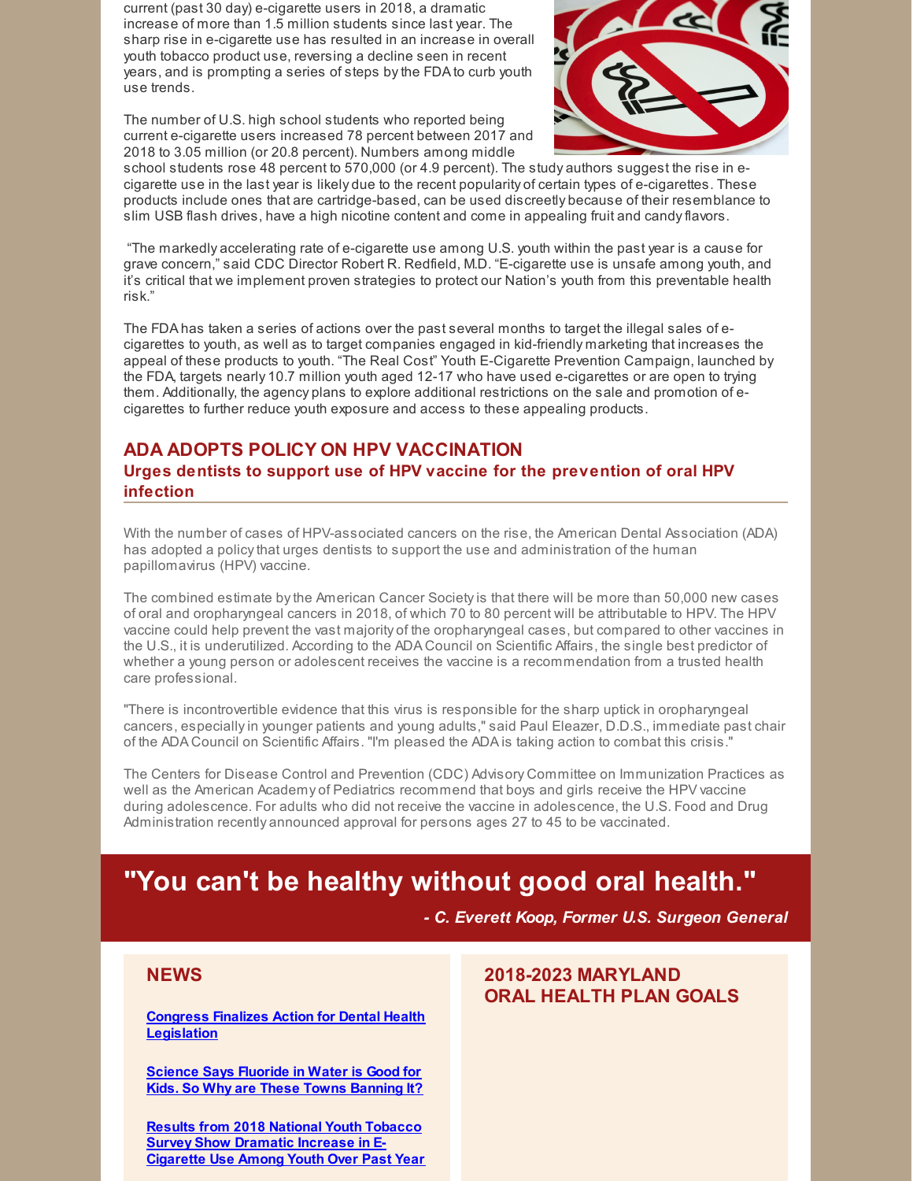current (past 30 day) e-cigarette users in 2018, a dramatic increase of more than 1.5 million students since last year. The sharp rise in e-cigarette use has resulted in an increase in overall youth tobacco product use, reversing a decline seen in recent years, and is prompting a series of steps by the FDA to curb youth use trends.

The number of U.S. high school students who reported being current e-cigarette users increased 78 percent between 2017 and 2018 to 3.05 million (or 20.8 percent). Numbers among middle school students rose 48 percent to 570,000 (or 4.9 percent). The study authors suggest the rise in e-cigarette use in the last year is likely due to the recent popularity of certain types of e-cigarettes. These products include ones that are cartridge-based, can be used discreetly because of their resemblance to slim USB flash drives, have a high nicotine content and come in appealing fruit and candy flavors.

"The markedly accelerating rate of e-cigarette use among U.S. youth within the past year is a cause for grave concern," said CDC Director Robert R. Redfield, M.D. "E-cigarette use is unsafe among youth, and it's critical that we implement proven strategies to protect our Nation's youth from this preventable health risk."

The FDA has taken a series of actions over the past several months to target the illegal sales of e-cigarettes to youth, as well as to target companies engaged in kid-friendly marketing that increases the appeal of these products to youth. "The Real Cost" Youth E-Cigarette Prevention Campaign, launched by the FDA, targets nearly 10.7 million youth aged 12-17 who have used e-cigarettes or are open to trying them. Additionally, the agency plans to explore additional restrictions on the sale and promotion of e-cigarettes to further reduce youth exposure and access to these appealing products.

## ADA ADOPTS POLICY ON HPV VACCINATION

### Urges dentists to support use of HPV vaccine for the prevention of oral HPV infection

With the number of cases of HPV-associated cancers on the rise, the American Dental Association (ADA) has adopted a policy that urges dentists to support the use and administration of the human papillomavirus (HPV) vaccine.

The combined estimate by the American Cancer Society is that there will be more than 50,000 new cases of oral and oropharyngeal cancers in 2018, of which 70 to 80 percent will be attributable to HPV. The HPV vaccine could help prevent the vast majority of the oropharyngeal cases, but compared to other vaccines in the U.S., it is underutilized. According to the ADA Council on Scientific Affairs, the single best predictor of whether a young person or adolescent receives the vaccine is a recommendation from a trusted health care professional.

"There is incontrovertible evidence that this virus is responsible for the sharp uptick in oropharyngeal cancers, especially in younger patients and young adults," said Paul Eleazer, D.D.S., immediate past chair of the ADA Council on Scientific Affairs. "I'm pleased the ADA is taking action to combat this crisis."

The Centers for Disease Control and Prevention (CDC) Advisory Committee on Immunization Practices as well as the American Academy of Pediatrics recommend that boys and girls receive the HPV vaccine during adolescence. For adults who did not receive the vaccine in adolescence, the U.S. Food and Drug Administration recently announced approval for persons ages 27 to 45 to be vaccinated.

# "You can't be healthy without good oral health."

***- C. Everett Koop, Former U.S. Surgeon General***

## NEWS

[Congress Finalizes Action for Dental Health Legislation]

[Science Says Fluoride in Water is Good for Kids. So Why are These Towns Banning It?]

[Results from 2018 National Youth Tobacco Survey Show Dramatic Increase in E-Cigarette Use Among Youth Over Past Year]

## 2018-2023 MARYLAND ORAL HEALTH PLAN GOALS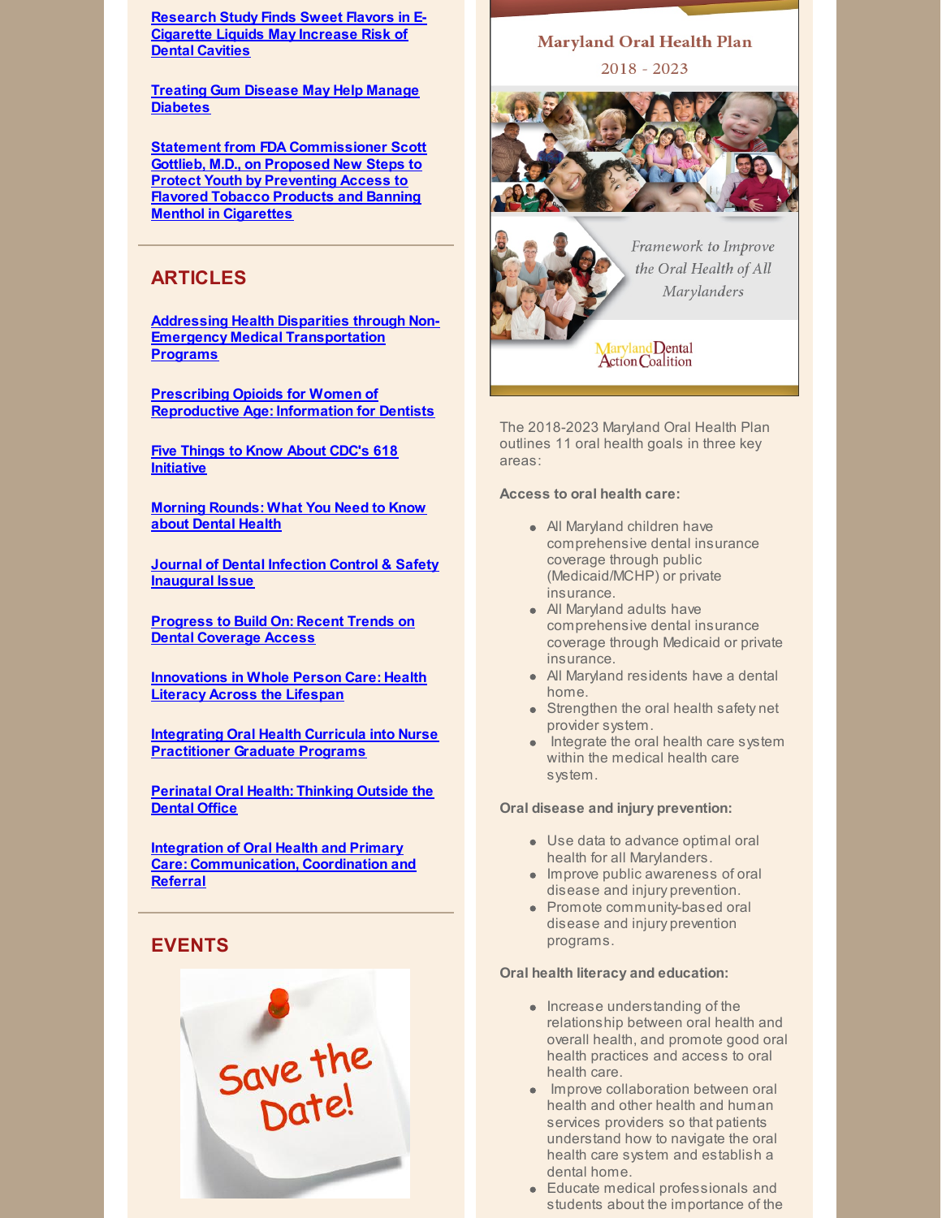Research Study Finds Sweet Flavors in E-Cigarette Liquids May Increase Risk of Dental Cavities

Treating Gum Disease May Help Manage Diabetes

Statement from FDA Commissioner Scott Gottlieb, M.D., on Proposed New Steps to Protect Youth by Preventing Access to Flavored Tobacco Products and Banning Menthol in Cigarettes

## ARTICLES

Addressing Health Disparities through Non-Emergency Medical Transportation Programs

Prescribing Opioids for Women of Reproductive Age: Information for Dentists

Five Things to Know About CDC's 618 Initiative

Morning Rounds: What You Need to Know about Dental Health

Journal of Dental Infection Control & Safety Inaugural Issue

Progress to Build On: Recent Trends on Dental Coverage Access

Innovations in Whole Person Care: Health Literacy Across the Lifespan

Integrating Oral Health Curricula into Nurse Practitioner Graduate Programs

Perinatal Oral Health: Thinking Outside the Dental Office

Integration of Oral Health and Primary Care: Communication, Coordination and Referral

## EVENTS

Save the Date!

Maryland Oral Health Plan 2018 - 2023

*Framework to Improve the Oral Health of All Marylanders*

Maryland Dental Action Coalition

The 2018-2023 Maryland Oral Health Plan outlines 11 oral health goals in three key areas:

**Access to oral health care:**

- All Maryland children have comprehensive dental insurance coverage through public (Medicaid/MCHP) or private insurance.
- All Maryland adults have comprehensive dental insurance coverage through Medicaid or private insurance.
- All Maryland residents have a dental home.
- Strengthen the oral health safety net provider system.
- Integrate the oral health care system within the medical health care system.

**Oral disease and injury prevention:**

- Use data to advance optimal oral health for all Marylanders.
- Improve public awareness of oral disease and injury prevention.
- Promote community-based oral disease and injury prevention programs.

**Oral health literacy and education:**

- Increase understanding of the relationship between oral health and overall health, and promote good oral health practices and access to oral health care.
- Improve collaboration between oral health and other health and human services providers so that patients understand how to navigate the oral health care system and establish a dental home.
- Educate medical professionals and students about the importance of the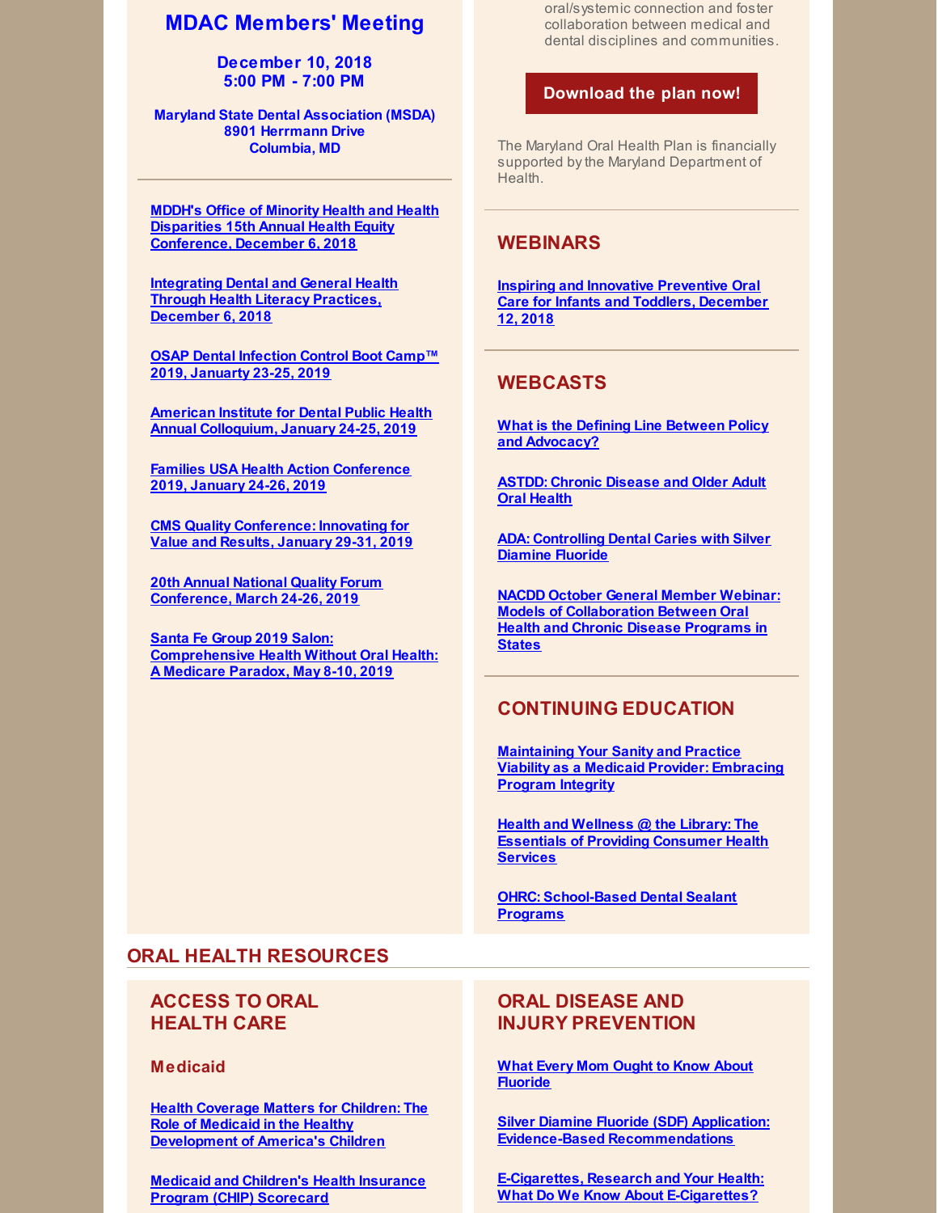## MDAC Members' Meeting

**December 10, 2018**
**5:00 PM - 7:00 PM**

**Maryland State Dental Association (MSDA)**
**8901 Herrmann Drive**
**Columbia, MD**

---

**MDDH's Office of Minority Health and Health Disparities 15th Annual Health Equity Conference, December 6, 2018**

**Integrating Dental and General Health Through Health Literacy Practices, December 6, 2018**

**OSAP Dental Infection Control Boot Camp™ 2019, Janaurty 23-25, 2019**

**American Institute for Dental Public Health Annual Colloquium, January 24-25, 2019**

**Families USA Health Action Conference 2019, January 24-26, 2019**

**CMS Quality Conference: Innovating for Value and Results, January 29-31, 2019**

**20th Annual National Quality Forum Conference, March 24-26, 2019**

**Santa Fe Group 2019 Salon: Comprehensive Health Without Oral Health: A Medicare Paradox, May 8-10, 2019**

oral/systemic connection and foster collaboration between medical and dental disciplines and communities.

**Download the plan now!**

The Maryland Oral Health Plan is financially supported by the Maryland Department of Health.

---

## WEBINARS

**Inspiring and Innovative Preventive Oral Care for Infants and Toddlers, December 12, 2018**

---

## WEBCASTS

**What is the Defining Line Between Policy and Advocacy?**

**ASTDD: Chronic Disease and Older Adult Oral Health**

**ADA: Controlling Dental Caries with Silver Diamine Fluoride**

**NACDD October General Member Webinar: Models of Collaboration Between Oral Health and Chronic Disease Programs in States**

---

## CONTINUING EDUCATION

**Maintaining Your Sanity and Practice Viability as a Medicaid Provider: Embracing Program Integrity**

**Health and Wellness @ the Library: The Essentials of Providing Consumer Health Services**

**OHRC: School-Based Dental Sealant Programs**

# ORAL HEALTH RESOURCES

## ACCESS TO ORAL HEALTH CARE

### Medicaid

**Health Coverage Matters for Children: The Role of Medicaid in the Healthy Development of America's Children**

**Medicaid and Children's Health Insurance Program (CHIP) Scorecard**

## ORAL DISEASE AND INJURY PREVENTION

**What Every Mom Ought to Know About Fluoride**

**Silver Diamine Fluoride (SDF) Application: Evidence-Based Recommendations**

**E-Cigarettes, Research and Your Health: What Do We Know About E-Cigarettes?**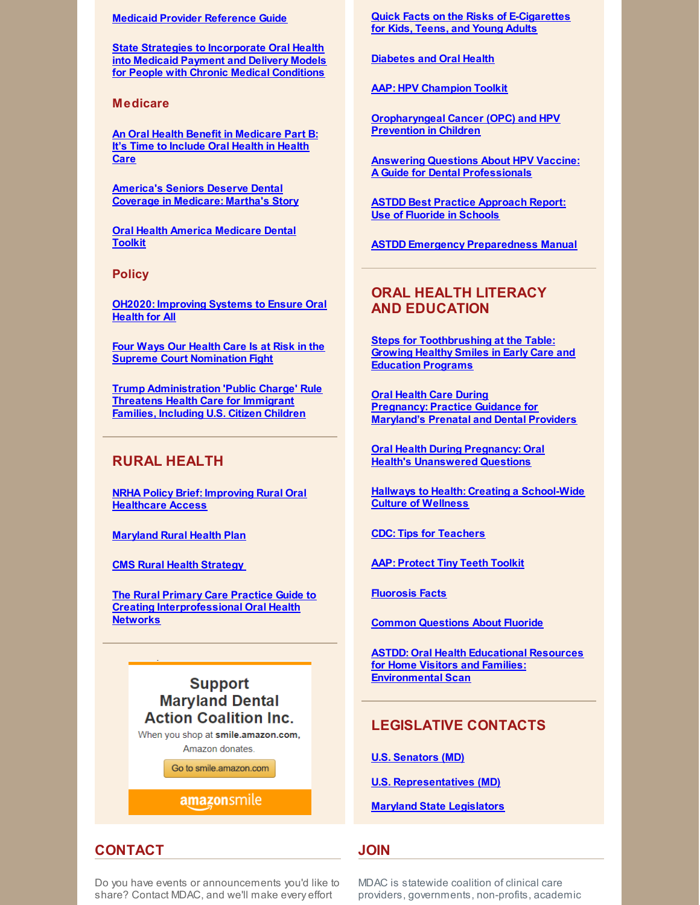Medicaid Provider Reference Guide

State Strategies to Incorporate Oral Health into Medicaid Payment and Delivery Models for People with Chronic Medical Conditions

### Medicare

An Oral Health Benefit in Medicare Part B: It's Time to Include Oral Health in Health Care

America's Seniors Deserve Dental Coverage in Medicare: Martha's Story

Oral Health America Medicare Dental Toolkit

### Policy

OH2020: Improving Systems to Ensure Oral Health for All

Four Ways Our Health Care Is at Risk in the Supreme Court Nomination Fight

Trump Administration 'Public Charge' Rule Threatens Health Care for Immigrant Families, Including U.S. Citizen Children

## RURAL HEALTH

NRHA Policy Brief: Improving Rural Oral Healthcare Access

Maryland Rural Health Plan

CMS Rural Health Strategy

The Rural Primary Care Practice Guide to Creating Interprofessional Oral Health Networks

Support Maryland Dental Action Coalition Inc.

When you shop at **smile.amazon.com**, Amazon donates.

Go to smile.amazon.com

amazonsmile

Quick Facts on the Risks of E-Cigarettes for Kids, Teens, and Young Adults

Diabetes and Oral Health

AAP: HPV Champion Toolkit

Oropharyngeal Cancer (OPC) and HPV Prevention in Children

Answering Questions About HPV Vaccine: A Guide for Dental Professionals

ASTDD Best Practice Approach Report: Use of Fluoride in Schools

ASTDD Emergency Preparedness Manual

## ORAL HEALTH LITERACY AND EDUCATION

Steps for Toothbrushing at the Table: Growing Healthy Smiles in Early Care and Education Programs

Oral Health Care During Pregnancy: Practice Guidance for Maryland's Prenatal and Dental Providers

Oral Health During Pregnancy: Oral Health's Unanswered Questions

Hallways to Health: Creating a School-Wide Culture of Wellness

CDC: Tips for Teachers

AAP: Protect Tiny Teeth Toolkit

Fluorosis Facts

Common Questions About Fluoride

ASTDD: Oral Health Educational Resources for Home Visitors and Families: Environmental Scan

## LEGISLATIVE CONTACTS

U.S. Senators (MD)

U.S. Representatives (MD)

Maryland State Legislators

## CONTACT

Do you have events or announcements you'd like to share? Contact MDAC, and we'll make every effort

## JOIN

MDAC is statewide coalition of clinical care providers, governments, non-profits, academic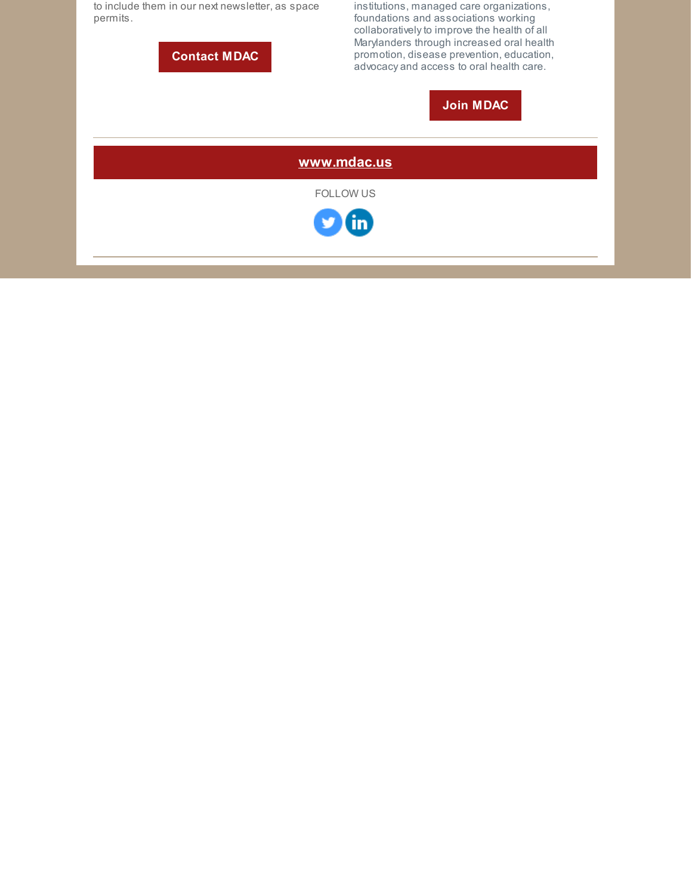to include them in our next newsletter, as space permits.

Contact MDAC

institutions, managed care organizations, foundations and associations working collaboratively to improve the health of all Marylanders through increased oral health promotion, disease prevention, education, advocacy and access to oral health care.

Join MDAC

---

**www.mdac.us**

FOLLOW US

---